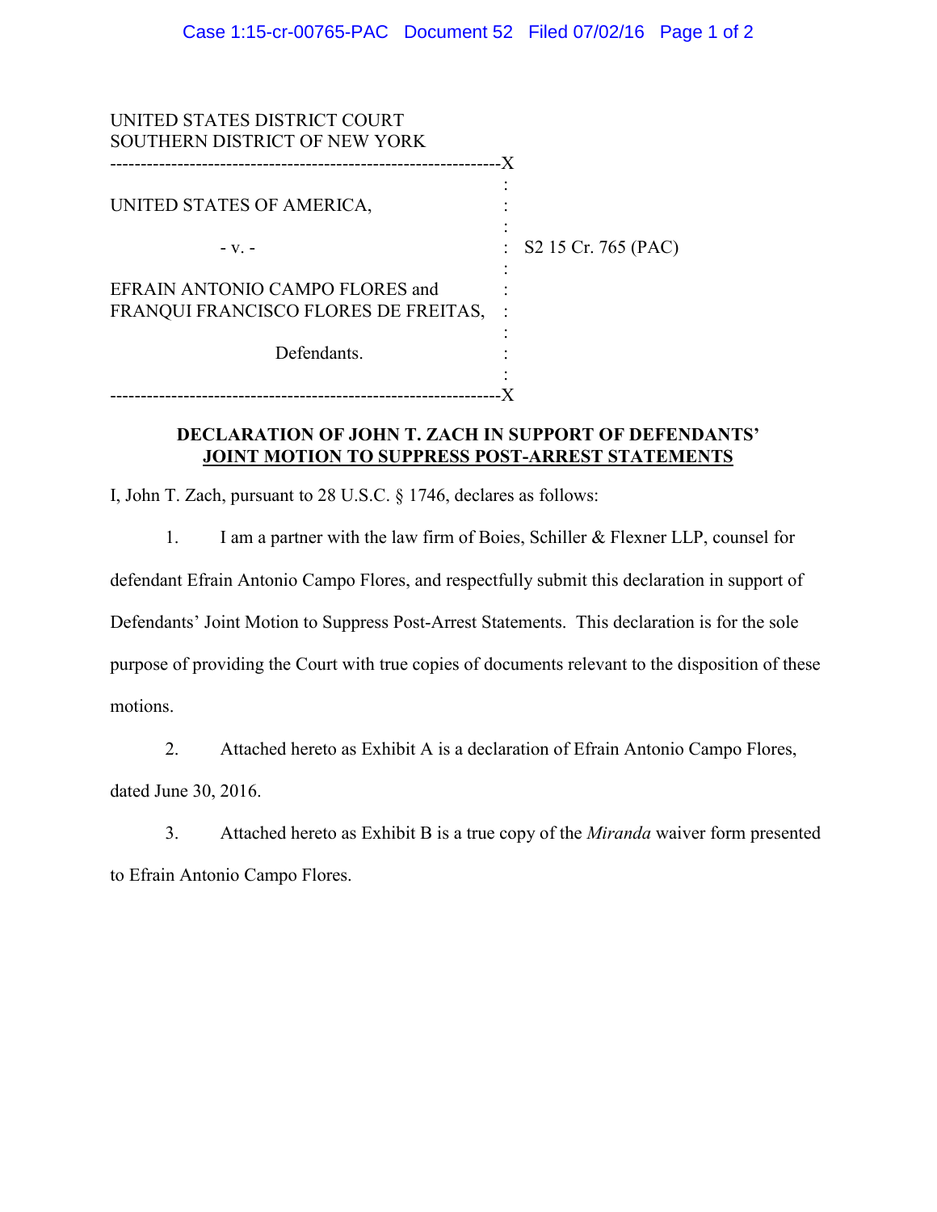UNITED STATES DISTRICT COURT
SOUTHERN DISTRICT OF NEW YORK

---

UNITED STATES OF AMERICA,

\- v. -

EFRAIN ANTONIO CAMPO FLORES and
FRANQUI FRANCISCO FLORES DE FREITAS,

Defendants.

S2 15 Cr. 765 (PAC)

---

**DECLARATION OF JOHN T. ZACH IN SUPPORT OF DEFENDANTS' JOINT MOTION TO SUPPRESS POST-ARREST STATEMENTS**

I, John T. Zach, pursuant to 28 U.S.C. § 1746, declares as follows:

1. I am a partner with the law firm of Boies, Schiller & Flexner LLP, counsel for defendant Efrain Antonio Campo Flores, and respectfully submit this declaration in support of Defendants' Joint Motion to Suppress Post-Arrest Statements. This declaration is for the sole purpose of providing the Court with true copies of documents relevant to the disposition of these motions.

2. Attached hereto as Exhibit A is a declaration of Efrain Antonio Campo Flores, dated June 30, 2016.

3. Attached hereto as Exhibit B is a true copy of the *Miranda* waiver form presented to Efrain Antonio Campo Flores.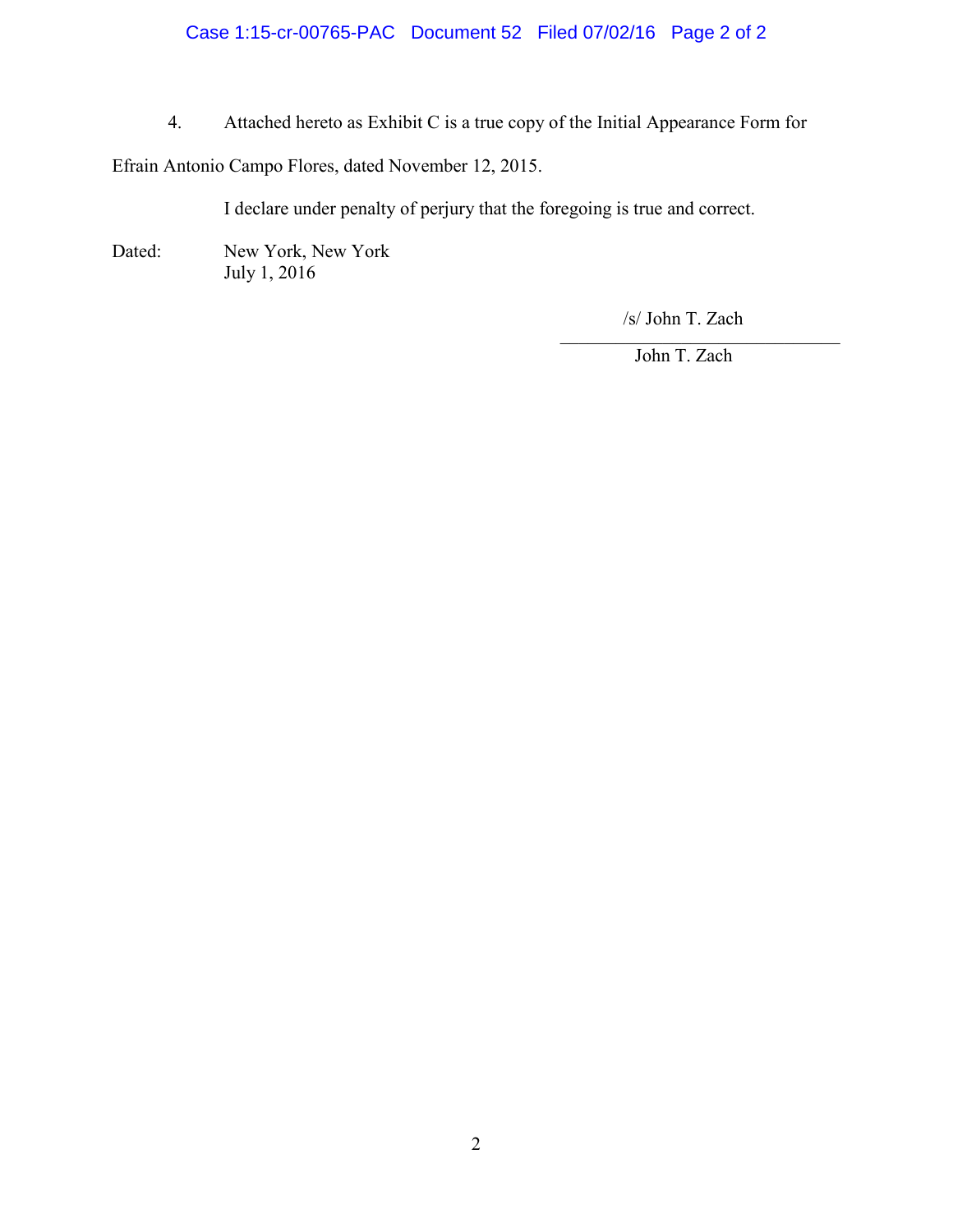4. Attached hereto as Exhibit C is a true copy of the Initial Appearance Form for Efrain Antonio Campo Flores, dated November 12, 2015.

I declare under penalty of perjury that the foregoing is true and correct.

Dated: New York, New York
July 1, 2016

/s/ John T. Zach

John T. Zach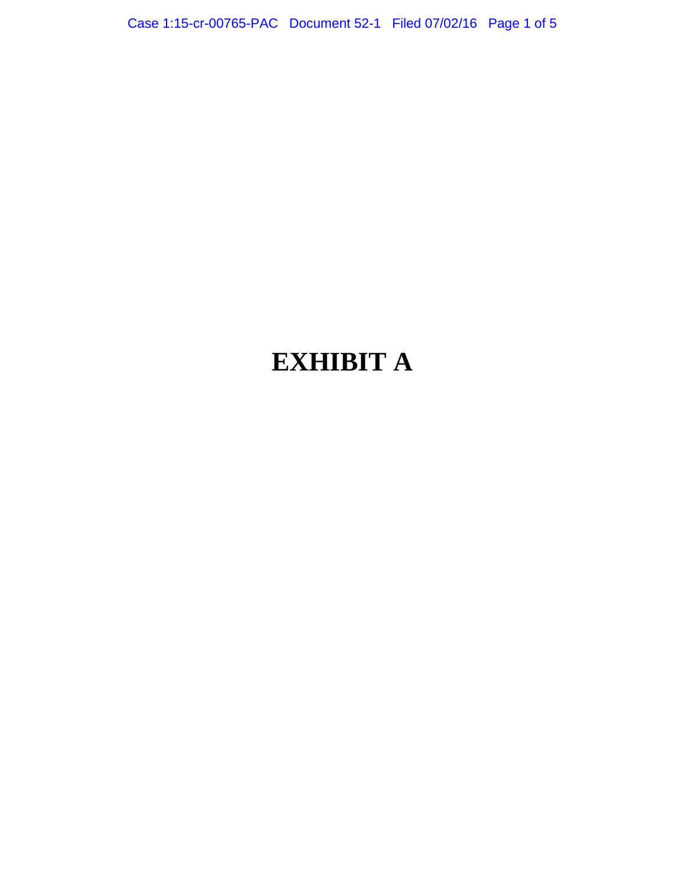# EXHIBIT A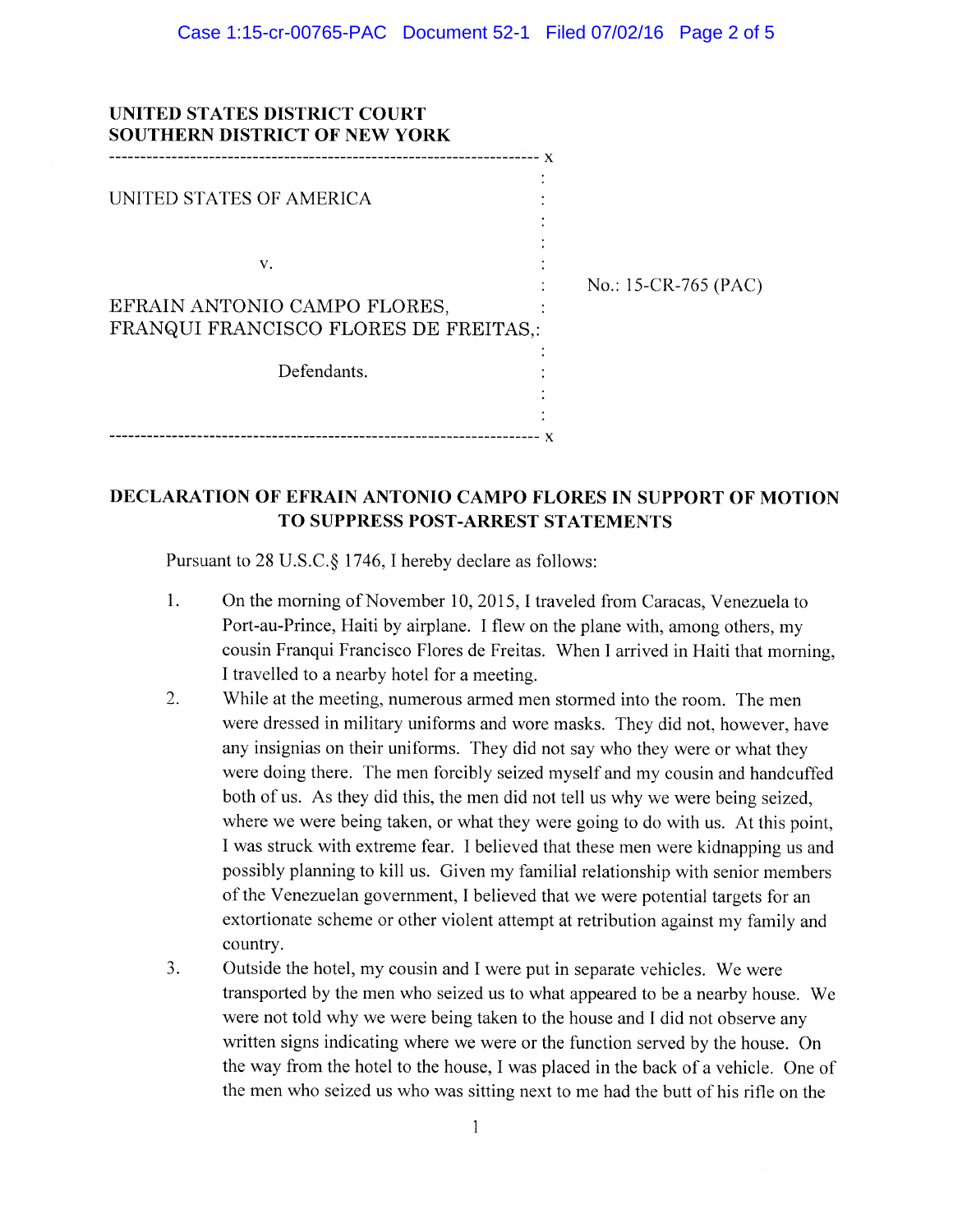**UNITED STATES DISTRICT COURT**
**SOUTHERN DISTRICT OF NEW YORK**

---

UNITED STATES OF AMERICA

v.

EFRAIN ANTONIO CAMPO FLORES,
FRANQUI FRANCISCO FLORES DE FREITAS,

Defendants.

No.: 15-CR-765 (PAC)

---

**DECLARATION OF EFRAIN ANTONIO CAMPO FLORES IN SUPPORT OF MOTION TO SUPPRESS POST-ARREST STATEMENTS**

Pursuant to 28 U.S.C.§ 1746, I hereby declare as follows:

1. On the morning of November 10, 2015, I traveled from Caracas, Venezuela to Port-au-Prince, Haiti by airplane. I flew on the plane with, among others, my cousin Franqui Francisco Flores de Freitas. When I arrived in Haiti that morning, I travelled to a nearby hotel for a meeting.

2. While at the meeting, numerous armed men stormed into the room. The men were dressed in military uniforms and wore masks. They did not, however, have any insignias on their uniforms. They did not say who they were or what they were doing there. The men forcibly seized myself and my cousin and handcuffed both of us. As they did this, the men did not tell us why we were being seized, where we were being taken, or what they were going to do with us. At this point, I was struck with extreme fear. I believed that these men were kidnapping us and possibly planning to kill us. Given my familial relationship with senior members of the Venezuelan government, I believed that we were potential targets for an extortionate scheme or other violent attempt at retribution against my family and country.

3. Outside the hotel, my cousin and I were put in separate vehicles. We were transported by the men who seized us to what appeared to be a nearby house. We were not told why we were being taken to the house and I did not observe any written signs indicating where we were or the function served by the house. On the way from the hotel to the house, I was placed in the back of a vehicle. One of the men who seized us who was sitting next to me had the butt of his rifle on the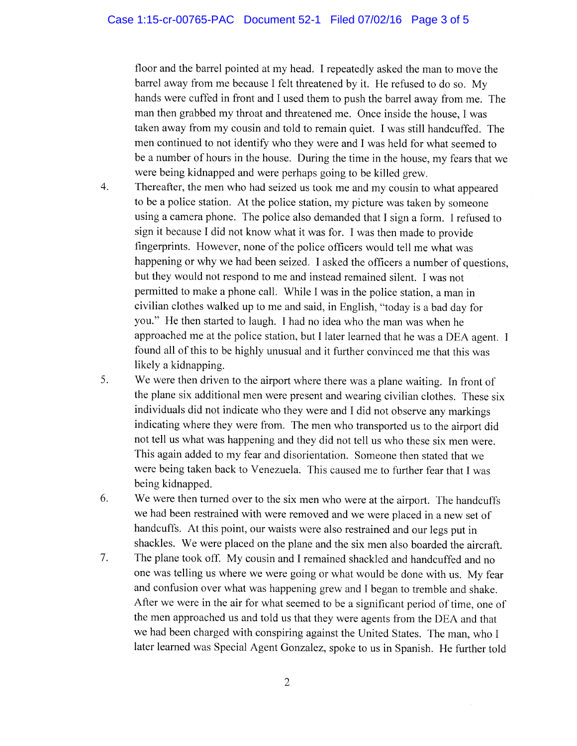floor and the barrel pointed at my head. I repeatedly asked the man to move the barrel away from me because I felt threatened by it. He refused to do so. My hands were cuffed in front and I used them to push the barrel away from me. The man then grabbed my throat and threatened me. Once inside the house, I was taken away from my cousin and told to remain quiet. I was still handcuffed. The men continued to not identify who they were and I was held for what seemed to be a number of hours in the house. During the time in the house, my fears that we were being kidnapped and were perhaps going to be killed grew.

4. Thereafter, the men who had seized us took me and my cousin to what appeared to be a police station. At the police station, my picture was taken by someone using a camera phone. The police also demanded that I sign a form. I refused to sign it because I did not know what it was for. I was then made to provide fingerprints. However, none of the police officers would tell me what was happening or why we had been seized. I asked the officers a number of questions, but they would not respond to me and instead remained silent. I was not permitted to make a phone call. While I was in the police station, a man in civilian clothes walked up to me and said, in English, "today is a bad day for you." He then started to laugh. I had no idea who the man was when he approached me at the police station, but I later learned that he was a DEA agent. I found all of this to be highly unusual and it further convinced me that this was likely a kidnapping.

5. We were then driven to the airport where there was a plane waiting. In front of the plane six additional men were present and wearing civilian clothes. These six individuals did not indicate who they were and I did not observe any markings indicating where they were from. The men who transported us to the airport did not tell us what was happening and they did not tell us who these six men were. This again added to my fear and disorientation. Someone then stated that we were being taken back to Venezuela. This caused me to further fear that I was being kidnapped.

6. We were then turned over to the six men who were at the airport. The handcuffs we had been restrained with were removed and we were placed in a new set of handcuffs. At this point, our waists were also restrained and our legs put in shackles. We were placed on the plane and the six men also boarded the aircraft.

7. The plane took off. My cousin and I remained shackled and handcuffed and no one was telling us where we were going or what would be done with us. My fear and confusion over what was happening grew and I began to tremble and shake. After we were in the air for what seemed to be a significant period of time, one of the men approached us and told us that they were agents from the DEA and that we had been charged with conspiring against the United States. The man, who I later learned was Special Agent Gonzalez, spoke to us in Spanish. He further told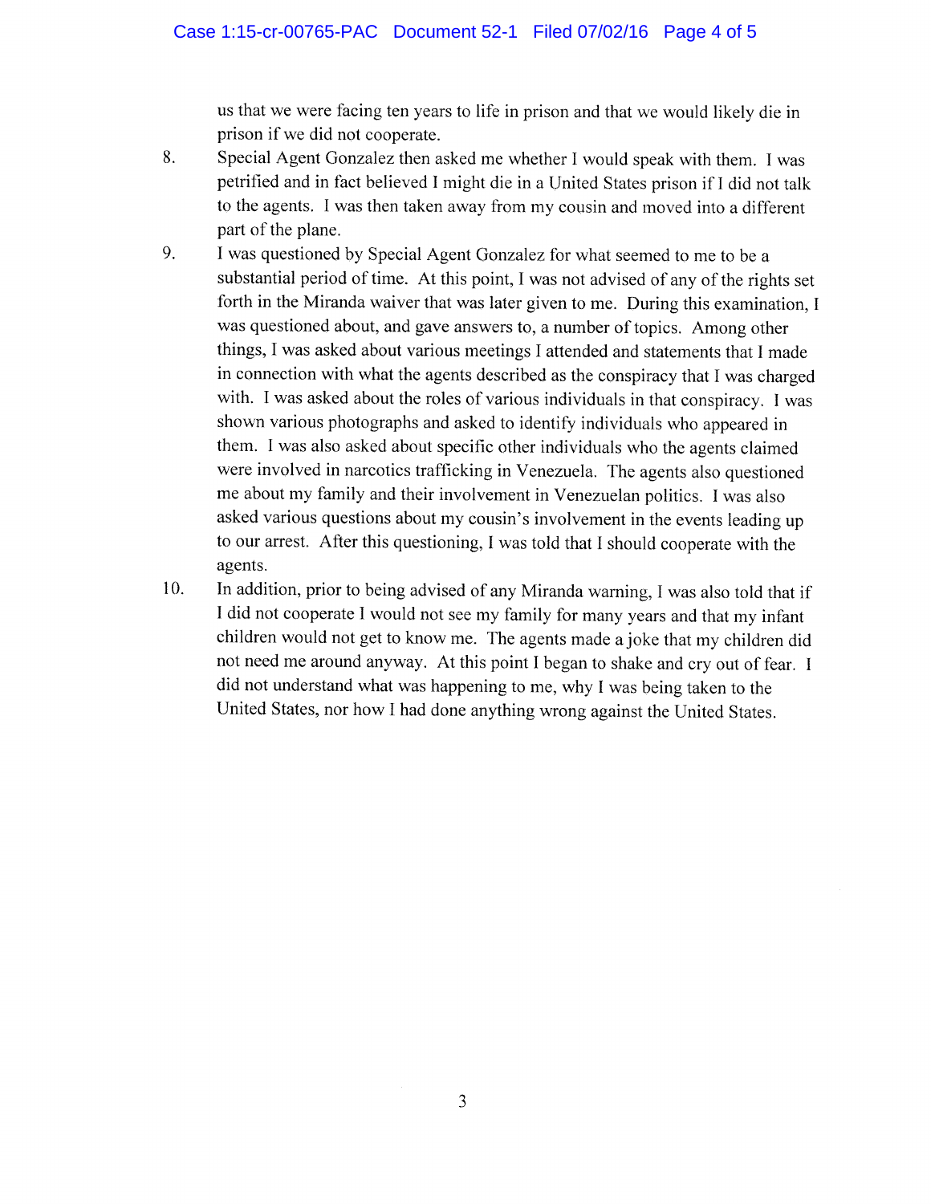us that we were facing ten years to life in prison and that we would likely die in prison if we did not cooperate.

8. Special Agent Gonzalez then asked me whether I would speak with them. I was petrified and in fact believed I might die in a United States prison if I did not talk to the agents. I was then taken away from my cousin and moved into a different part of the plane.

9. I was questioned by Special Agent Gonzalez for what seemed to me to be a substantial period of time. At this point, I was not advised of any of the rights set forth in the Miranda waiver that was later given to me. During this examination, I was questioned about, and gave answers to, a number of topics. Among other things, I was asked about various meetings I attended and statements that I made in connection with what the agents described as the conspiracy that I was charged with. I was asked about the roles of various individuals in that conspiracy. I was shown various photographs and asked to identify individuals who appeared in them. I was also asked about specific other individuals who the agents claimed were involved in narcotics trafficking in Venezuela. The agents also questioned me about my family and their involvement in Venezuelan politics. I was also asked various questions about my cousin's involvement in the events leading up to our arrest. After this questioning, I was told that I should cooperate with the agents.

10. In addition, prior to being advised of any Miranda warning, I was also told that if I did not cooperate I would not see my family for many years and that my infant children would not get to know me. The agents made a joke that my children did not need me around anyway. At this point I began to shake and cry out of fear. I did not understand what was happening to me, why I was being taken to the United States, nor how I had done anything wrong against the United States.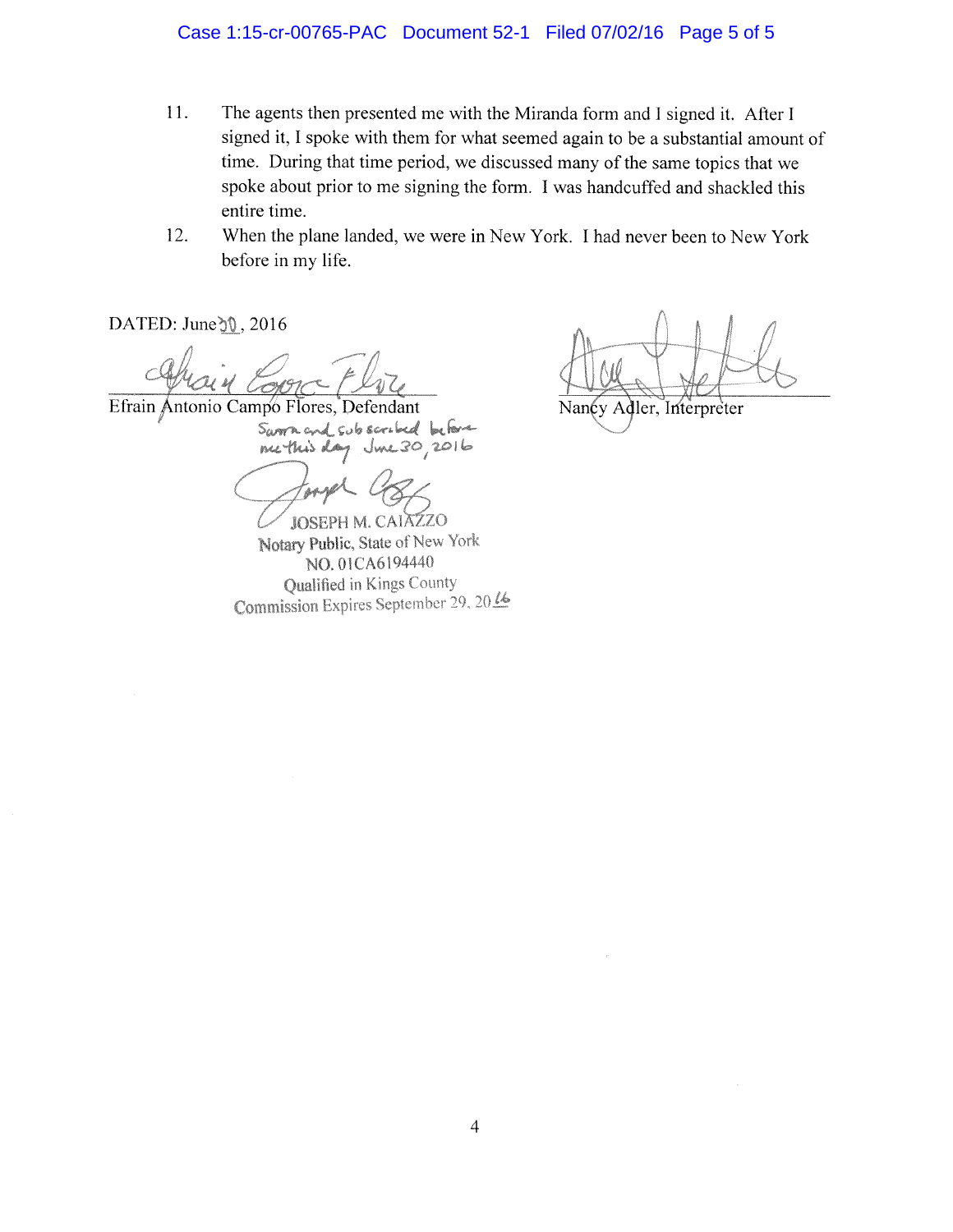11. The agents then presented me with the Miranda form and I signed it. After I signed it, I spoke with them for what seemed again to be a substantial amount of time. During that time period, we discussed many of the same topics that we spoke about prior to me signing the form. I was handcuffed and shackled this entire time.

12. When the plane landed, we were in New York. I had never been to New York before in my life.

DATED: June 30, 2016

Efrain Antonio Campo Flores, Defendant

Nancy Adler, Interpreter

Sworn and subscribed before me this day June 30, 2016

JOSEPH M. CAIAZZO
Notary Public, State of New York
NO. 01CA6194440
Qualified in Kings County
Commission Expires September 29, 2016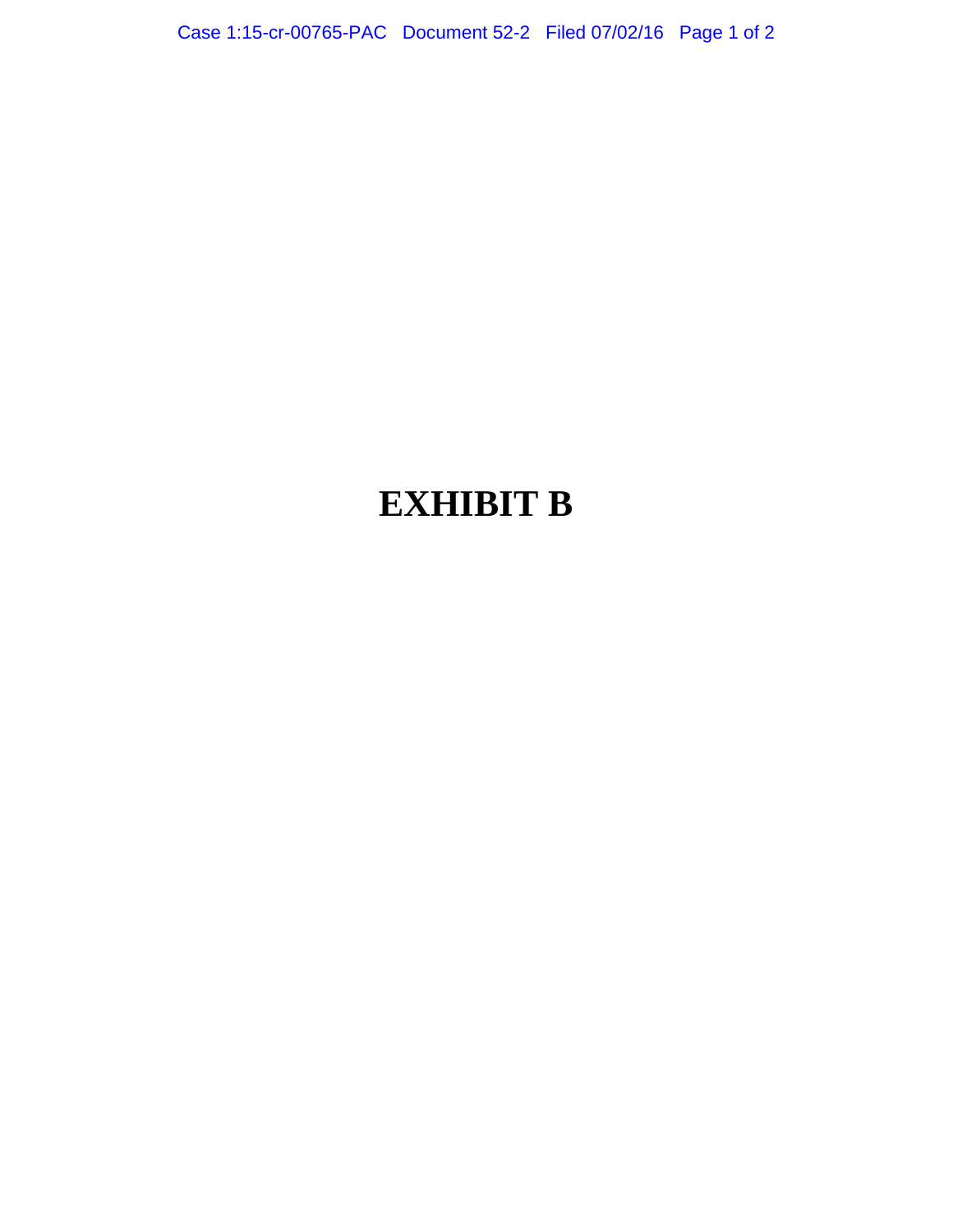# EXHIBIT B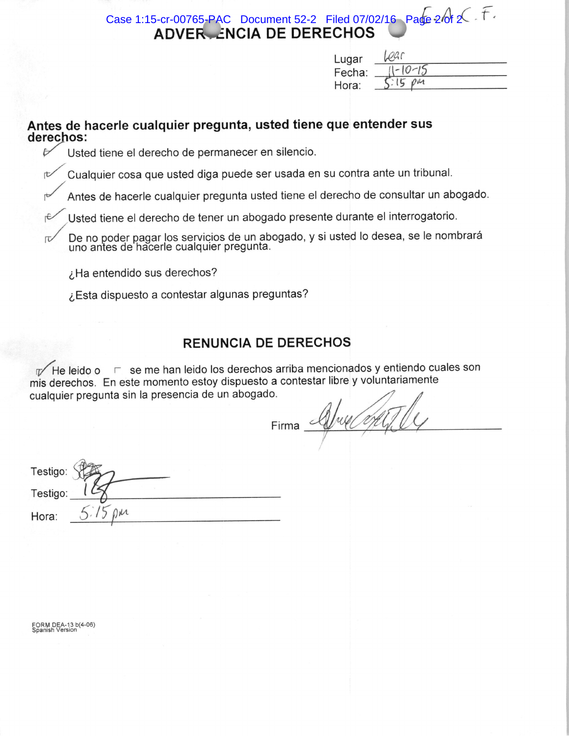# ADVERTENCIA DE DERECHOS

Lugar: Lear
Fecha: 11-10-15
Hora: 5:15 pm

**Antes de hacerle cualquier pregunta, usted tiene que entender sus derechos:**

- ☑ Usted tiene el derecho de permanecer en silencio.
- ☑ Cualquier cosa que usted diga puede ser usada en su contra ante un tribunal.
- ☑ Antes de hacerle cualquier pregunta usted tiene el derecho de consultar un abogado.
- ☑ Usted tiene el derecho de tener un abogado presente durante el interrogatorio.
- ☑ De no poder pagar los servicios de un abogado, y si usted lo desea, se le nombrará uno antes de hacerle cualquier pregunta.

¿Ha entendido sus derechos?

¿Esta dispuesto a contestar algunas preguntas?

## RENUNCIA DE DERECHOS

☑ He leido o ☐ se me han leido los derechos arriba mencionados y entiendo cuales son mis derechos. En este momento estoy dispuesto a contestar libre y voluntariamente cualquier pregunta sin la presencia de un abogado.

Firma: [signature]

Testigo: [signature]

Testigo: [signature]

Hora: 5:15 pm

FORM DEA-13 b(4-06)
Spanish Version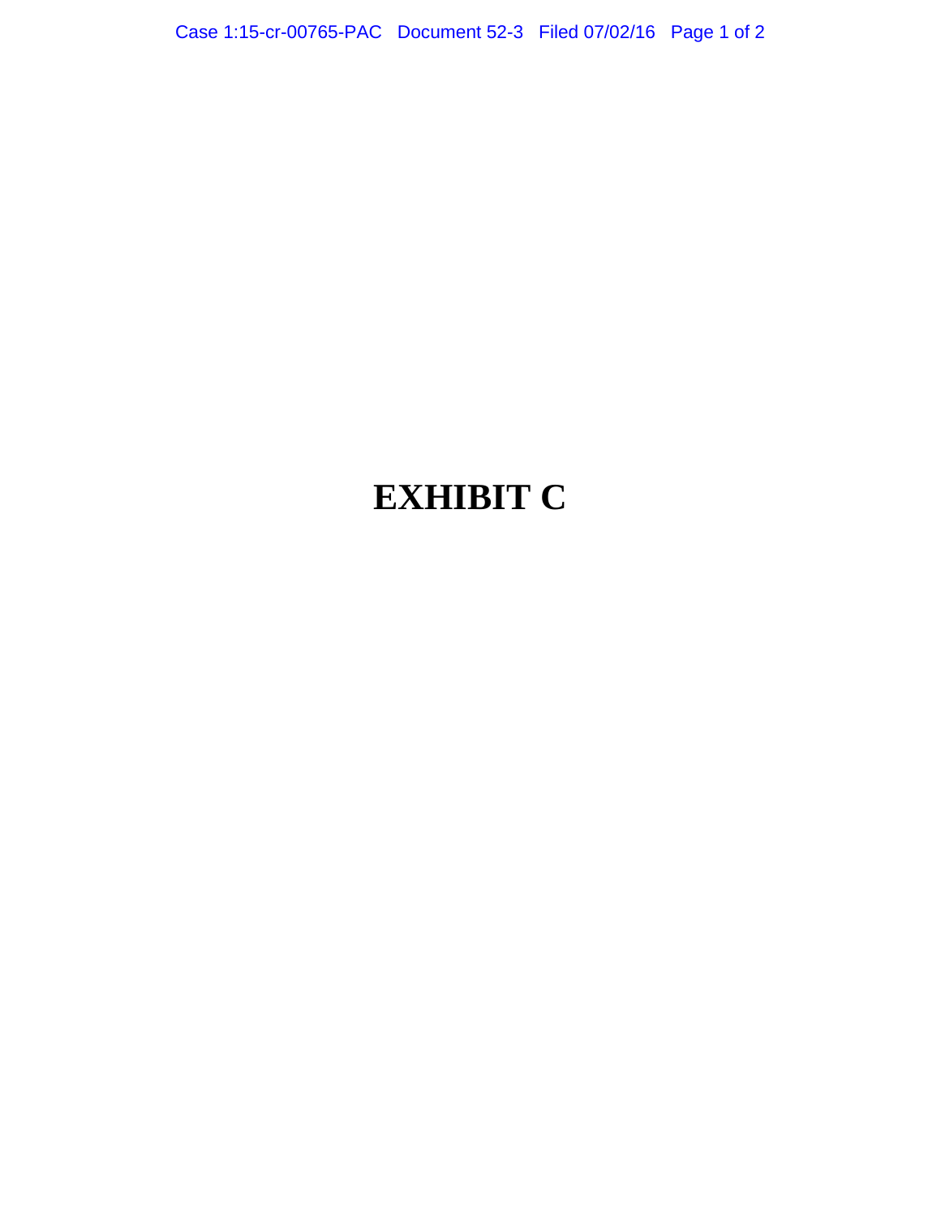# EXHIBIT C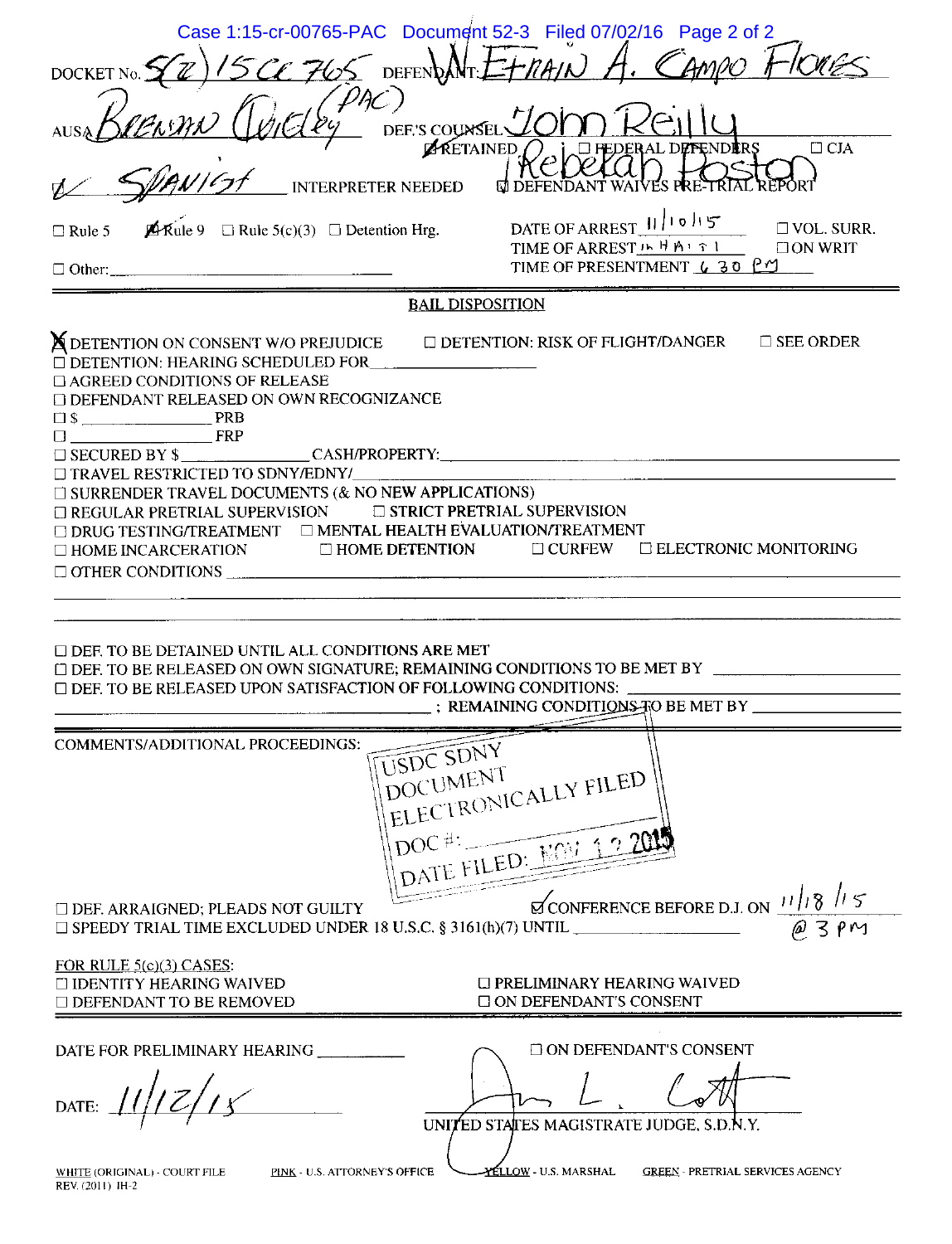DOCKET No. S(2) 15 CR 765 (PAC) DEFENDANT: Efrain A. Campo Flores

AUSA Brendan Quigley DEF.'S COUNSEL John Reilly

☒ RETAINED ☐ FEDERAL DEFENDERS ☐ CJA

Rebekah Poston

☒ Spanish INTERPRETER NEEDED ☒ DEFENDANT WAIVES PRE-TRIAL REPORT

☐ Rule 5 ☒ Rule 9 ☐ Rule 5(c)(3) ☐ Detention Hrg.

DATE OF ARREST 11/10/15 ☐ VOL. SURR.

TIME OF ARREST in Haiti ☐ ON WRIT

TIME OF PRESENTMENT 6 30 PM

☐ Other: \_\_\_\_\_\_\_\_\_\_

## BAIL DISPOSITION

☒ DETENTION ON CONSENT W/O PREJUDICE ☐ DETENTION: RISK OF FLIGHT/DANGER ☐ SEE ORDER

☐ DETENTION: HEARING SCHEDULED FOR \_\_\_\_\_\_\_\_\_\_

☐ AGREED CONDITIONS OF RELEASE

☐ DEFENDANT RELEASED ON OWN RECOGNIZANCE

☐ $ \_\_\_\_\_\_\_\_ PRB

☐ \_\_\_\_\_\_\_\_ FRP

☐ SECURED BY $ \_\_\_\_\_\_\_\_ CASH/PROPERTY: \_\_\_\_\_\_\_\_

☐ TRAVEL RESTRICTED TO SDNY/EDNY/ \_\_\_\_\_\_\_\_

☐ SURRENDER TRAVEL DOCUMENTS (& NO NEW APPLICATIONS)

☐ REGULAR PRETRIAL SUPERVISION ☐ STRICT PRETRIAL SUPERVISION

☐ DRUG TESTING/TREATMENT ☐ MENTAL HEALTH EVALUATION/TREATMENT

☐ HOME INCARCERATION ☐ HOME DETENTION ☐ CURFEW ☐ ELECTRONIC MONITORING

☐ OTHER CONDITIONS \_\_\_\_\_\_\_\_

☐ DEF. TO BE DETAINED UNTIL ALL CONDITIONS ARE MET

☐ DEF. TO BE RELEASED ON OWN SIGNATURE; REMAINING CONDITIONS TO BE MET BY \_\_\_\_\_\_\_\_

☐ DEF. TO BE RELEASED UPON SATISFACTION OF FOLLOWING CONDITIONS: \_\_\_\_\_\_\_\_ ; REMAINING CONDITIONS TO BE MET BY \_\_\_\_\_\_\_\_

COMMENTS/ADDITIONAL PROCEEDINGS:

USDC SDNY
DOCUMENT
ELECTRONICALLY FILED
DOC #: \_\_\_\_\_\_\_\_
DATE FILED: NOV 12 2015

☐ DEF. ARRAIGNED; PLEADS NOT GUILTY ☒ CONFERENCE BEFORE D.J. ON 11/18/15 @ 3 PM

☐ SPEEDY TRIAL TIME EXCLUDED UNDER 18 U.S.C. § 3161(h)(7) UNTIL \_\_\_\_\_\_\_\_

FOR RULE 5(c)(3) CASES:

☐ IDENTITY HEARING WAIVED ☐ PRELIMINARY HEARING WAIVED

☐ DEFENDANT TO BE REMOVED ☐ ON DEFENDANT'S CONSENT

DATE FOR PRELIMINARY HEARING \_\_\_\_\_\_\_\_ ☐ ON DEFENDANT'S CONSENT

DATE: 11/12/15

UNITED STATES MAGISTRATE JUDGE, S.D.N.Y.

WHITE (ORIGINAL) - COURT FILE PINK - U.S. ATTORNEY'S OFFICE YELLOW - U.S. MARSHAL GREEN - PRETRIAL SERVICES AGENCY

REV. (2011) IH-2